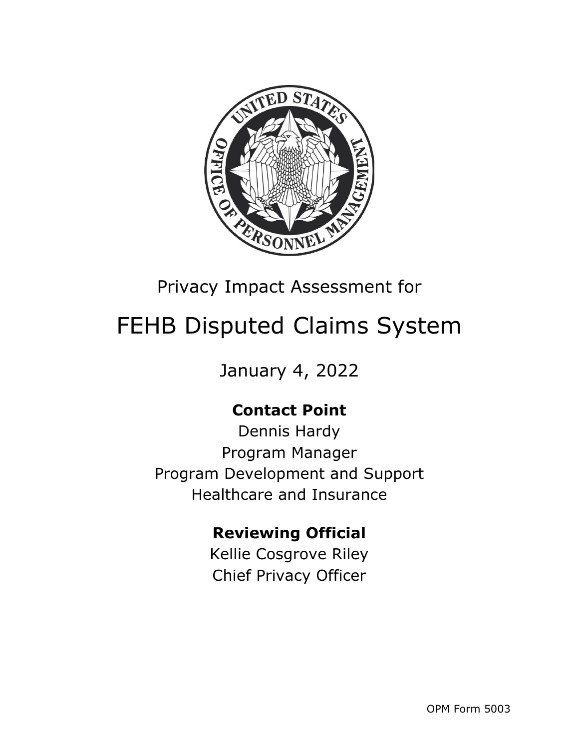Privacy Impact Assessment for

# FEHB Disputed Claims System

January 4, 2022

**Contact Point**

Dennis Hardy
Program Manager
Program Development and Support
Healthcare and Insurance

**Reviewing Official**

Kellie Cosgrove Riley
Chief Privacy Officer

OPM Form 5003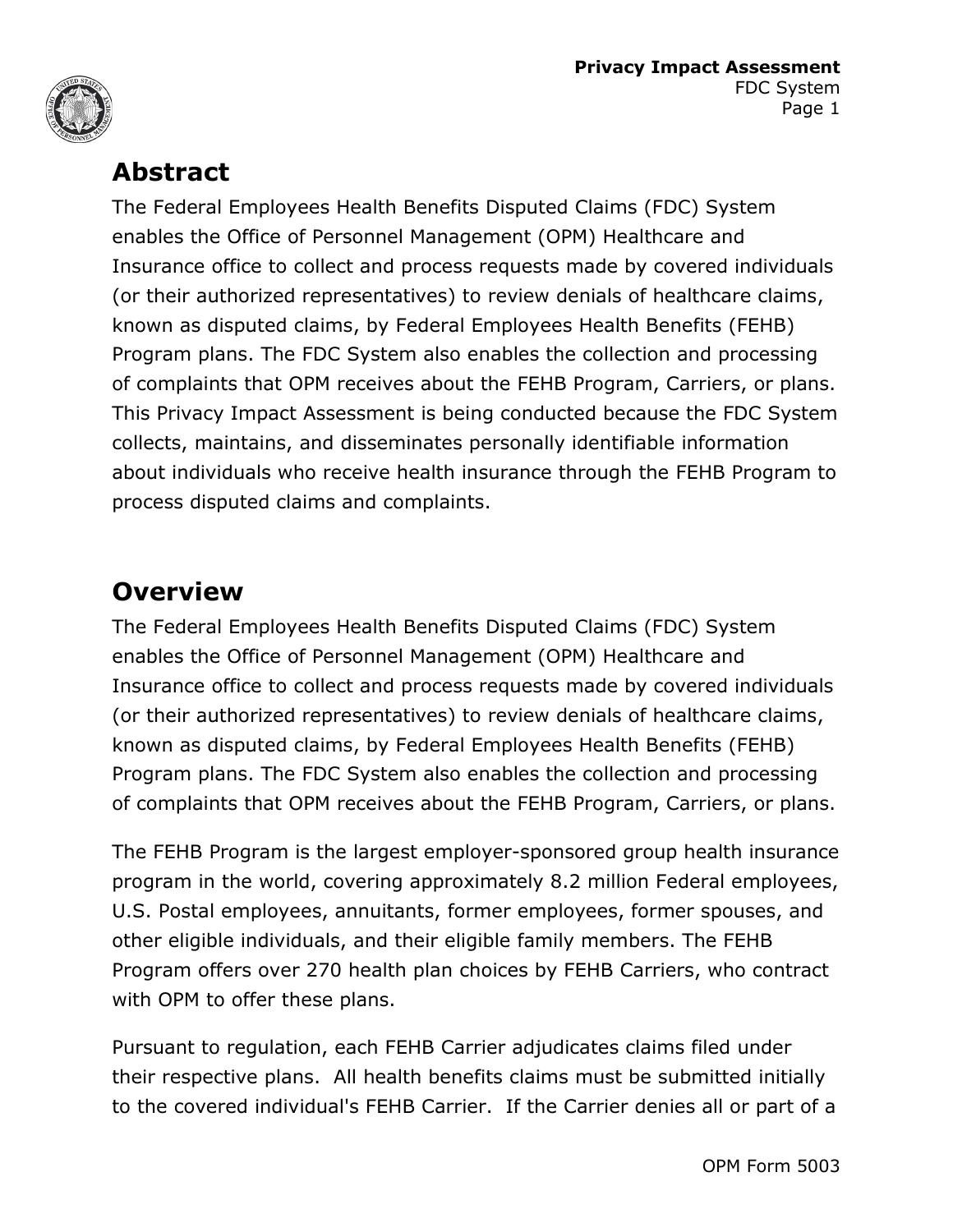## Abstract

The Federal Employees Health Benefits Disputed Claims (FDC) System enables the Office of Personnel Management (OPM) Healthcare and Insurance office to collect and process requests made by covered individuals (or their authorized representatives) to review denials of healthcare claims, known as disputed claims, by Federal Employees Health Benefits (FEHB) Program plans. The FDC System also enables the collection and processing of complaints that OPM receives about the FEHB Program, Carriers, or plans. This Privacy Impact Assessment is being conducted because the FDC System collects, maintains, and disseminates personally identifiable information about individuals who receive health insurance through the FEHB Program to process disputed claims and complaints.

## Overview

The Federal Employees Health Benefits Disputed Claims (FDC) System enables the Office of Personnel Management (OPM) Healthcare and Insurance office to collect and process requests made by covered individuals (or their authorized representatives) to review denials of healthcare claims, known as disputed claims, by Federal Employees Health Benefits (FEHB) Program plans. The FDC System also enables the collection and processing of complaints that OPM receives about the FEHB Program, Carriers, or plans.

The FEHB Program is the largest employer-sponsored group health insurance program in the world, covering approximately 8.2 million Federal employees, U.S. Postal employees, annuitants, former employees, former spouses, and other eligible individuals, and their eligible family members. The FEHB Program offers over 270 health plan choices by FEHB Carriers, who contract with OPM to offer these plans.

Pursuant to regulation, each FEHB Carrier adjudicates claims filed under their respective plans. All health benefits claims must be submitted initially to the covered individual's FEHB Carrier. If the Carrier denies all or part of a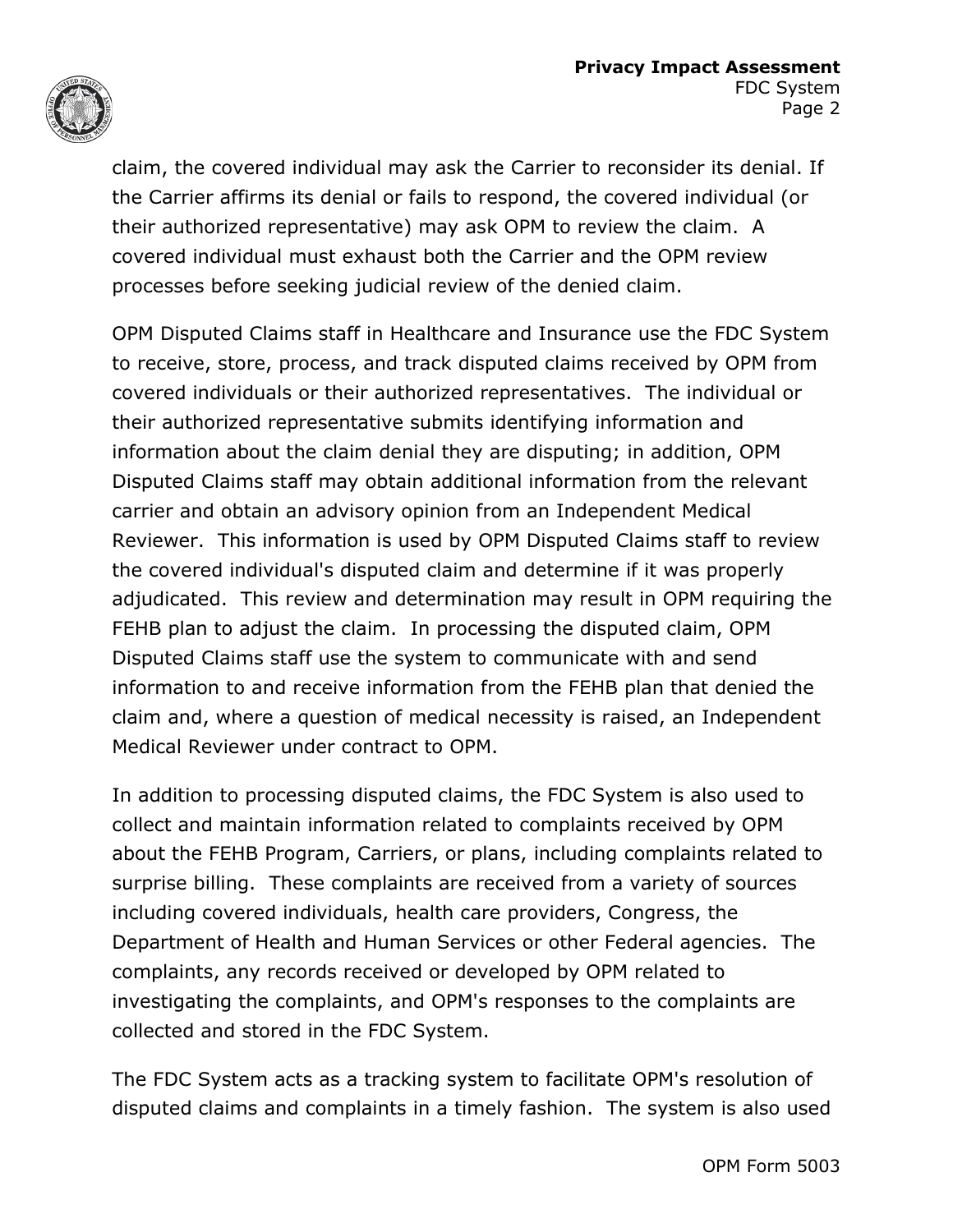claim, the covered individual may ask the Carrier to reconsider its denial. If the Carrier affirms its denial or fails to respond, the covered individual (or their authorized representative) may ask OPM to review the claim. A covered individual must exhaust both the Carrier and the OPM review processes before seeking judicial review of the denied claim.

OPM Disputed Claims staff in Healthcare and Insurance use the FDC System to receive, store, process, and track disputed claims received by OPM from covered individuals or their authorized representatives. The individual or their authorized representative submits identifying information and information about the claim denial they are disputing; in addition, OPM Disputed Claims staff may obtain additional information from the relevant carrier and obtain an advisory opinion from an Independent Medical Reviewer. This information is used by OPM Disputed Claims staff to review the covered individual's disputed claim and determine if it was properly adjudicated. This review and determination may result in OPM requiring the FEHB plan to adjust the claim. In processing the disputed claim, OPM Disputed Claims staff use the system to communicate with and send information to and receive information from the FEHB plan that denied the claim and, where a question of medical necessity is raised, an Independent Medical Reviewer under contract to OPM.

In addition to processing disputed claims, the FDC System is also used to collect and maintain information related to complaints received by OPM about the FEHB Program, Carriers, or plans, including complaints related to surprise billing. These complaints are received from a variety of sources including covered individuals, health care providers, Congress, the Department of Health and Human Services or other Federal agencies. The complaints, any records received or developed by OPM related to investigating the complaints, and OPM's responses to the complaints are collected and stored in the FDC System.

The FDC System acts as a tracking system to facilitate OPM's resolution of disputed claims and complaints in a timely fashion. The system is also used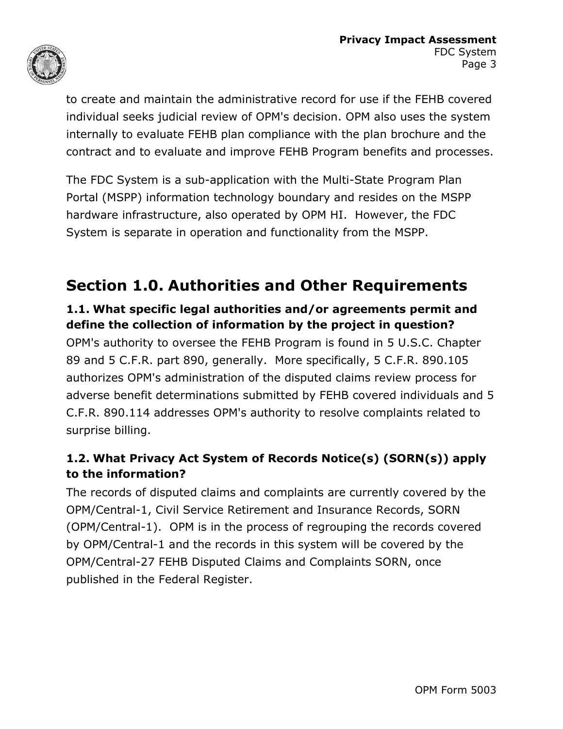to create and maintain the administrative record for use if the FEHB covered individual seeks judicial review of OPM's decision. OPM also uses the system internally to evaluate FEHB plan compliance with the plan brochure and the contract and to evaluate and improve FEHB Program benefits and processes.

The FDC System is a sub-application with the Multi-State Program Plan Portal (MSPP) information technology boundary and resides on the MSPP hardware infrastructure, also operated by OPM HI. However, the FDC System is separate in operation and functionality from the MSPP.

## Section 1.0. Authorities and Other Requirements

### 1.1. What specific legal authorities and/or agreements permit and define the collection of information by the project in question?

OPM's authority to oversee the FEHB Program is found in 5 U.S.C. Chapter 89 and 5 C.F.R. part 890, generally. More specifically, 5 C.F.R. 890.105 authorizes OPM's administration of the disputed claims review process for adverse benefit determinations submitted by FEHB covered individuals and 5 C.F.R. 890.114 addresses OPM's authority to resolve complaints related to surprise billing.

### 1.2. What Privacy Act System of Records Notice(s) (SORN(s)) apply to the information?

The records of disputed claims and complaints are currently covered by the OPM/Central-1, Civil Service Retirement and Insurance Records, SORN (OPM/Central-1). OPM is in the process of regrouping the records covered by OPM/Central-1 and the records in this system will be covered by the OPM/Central-27 FEHB Disputed Claims and Complaints SORN, once published in the Federal Register.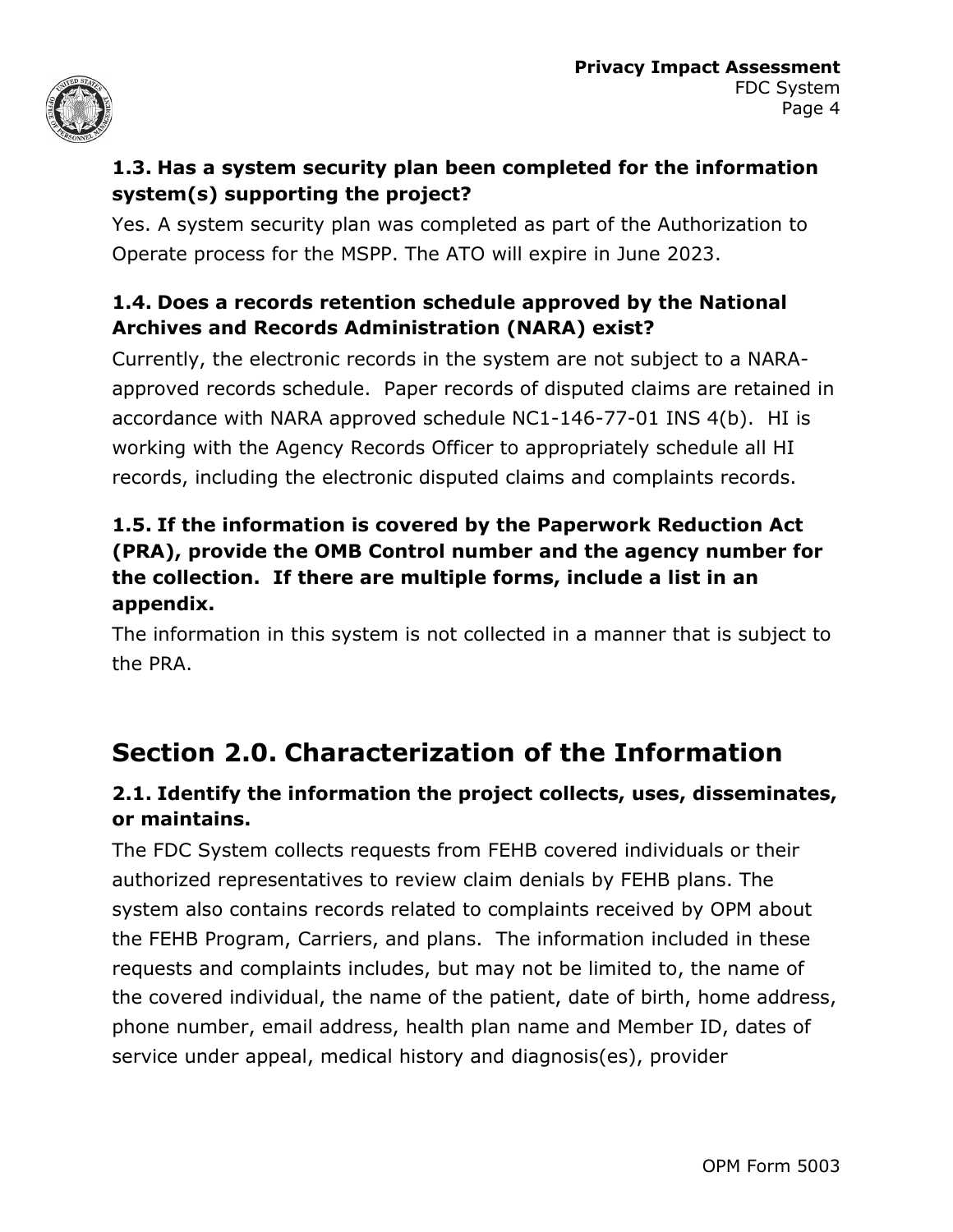### 1.3. Has a system security plan been completed for the information system(s) supporting the project?

Yes. A system security plan was completed as part of the Authorization to Operate process for the MSPP. The ATO will expire in June 2023.

### 1.4. Does a records retention schedule approved by the National Archives and Records Administration (NARA) exist?

Currently, the electronic records in the system are not subject to a NARA-approved records schedule. Paper records of disputed claims are retained in accordance with NARA approved schedule NC1-146-77-01 INS 4(b). HI is working with the Agency Records Officer to appropriately schedule all HI records, including the electronic disputed claims and complaints records.

### 1.5. If the information is covered by the Paperwork Reduction Act (PRA), provide the OMB Control number and the agency number for the collection. If there are multiple forms, include a list in an appendix.

The information in this system is not collected in a manner that is subject to the PRA.

## Section 2.0. Characterization of the Information

### 2.1. Identify the information the project collects, uses, disseminates, or maintains.

The FDC System collects requests from FEHB covered individuals or their authorized representatives to review claim denials by FEHB plans. The system also contains records related to complaints received by OPM about the FEHB Program, Carriers, and plans. The information included in these requests and complaints includes, but may not be limited to, the name of the covered individual, the name of the patient, date of birth, home address, phone number, email address, health plan name and Member ID, dates of service under appeal, medical history and diagnosis(es), provider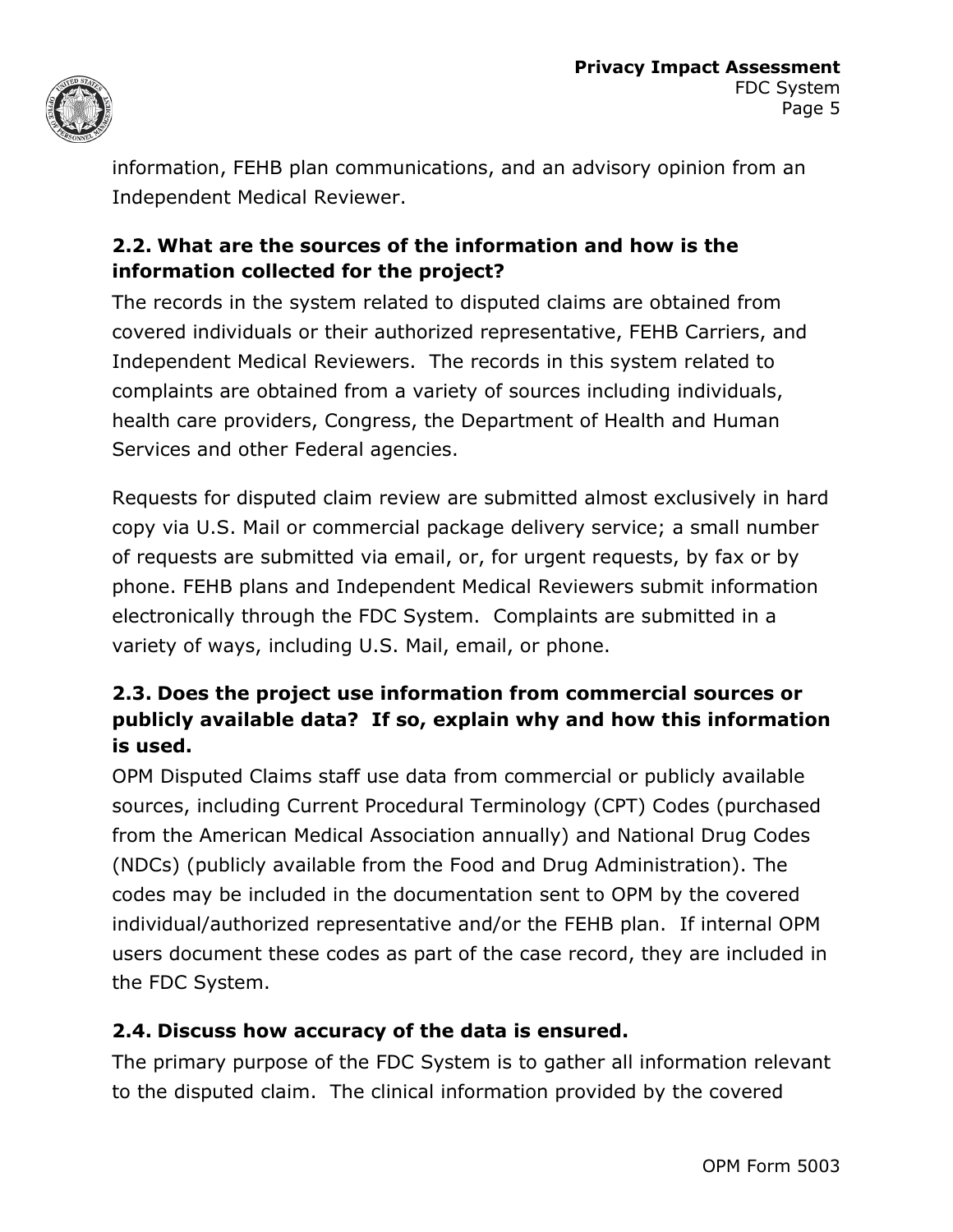information, FEHB plan communications, and an advisory opinion from an Independent Medical Reviewer.

### 2.2. What are the sources of the information and how is the information collected for the project?

The records in the system related to disputed claims are obtained from covered individuals or their authorized representative, FEHB Carriers, and Independent Medical Reviewers. The records in this system related to complaints are obtained from a variety of sources including individuals, health care providers, Congress, the Department of Health and Human Services and other Federal agencies.

Requests for disputed claim review are submitted almost exclusively in hard copy via U.S. Mail or commercial package delivery service; a small number of requests are submitted via email, or, for urgent requests, by fax or by phone. FEHB plans and Independent Medical Reviewers submit information electronically through the FDC System. Complaints are submitted in a variety of ways, including U.S. Mail, email, or phone.

### 2.3. Does the project use information from commercial sources or publicly available data? If so, explain why and how this information is used.

OPM Disputed Claims staff use data from commercial or publicly available sources, including Current Procedural Terminology (CPT) Codes (purchased from the American Medical Association annually) and National Drug Codes (NDCs) (publicly available from the Food and Drug Administration). The codes may be included in the documentation sent to OPM by the covered individual/authorized representative and/or the FEHB plan. If internal OPM users document these codes as part of the case record, they are included in the FDC System.

### 2.4. Discuss how accuracy of the data is ensured.

The primary purpose of the FDC System is to gather all information relevant to the disputed claim. The clinical information provided by the covered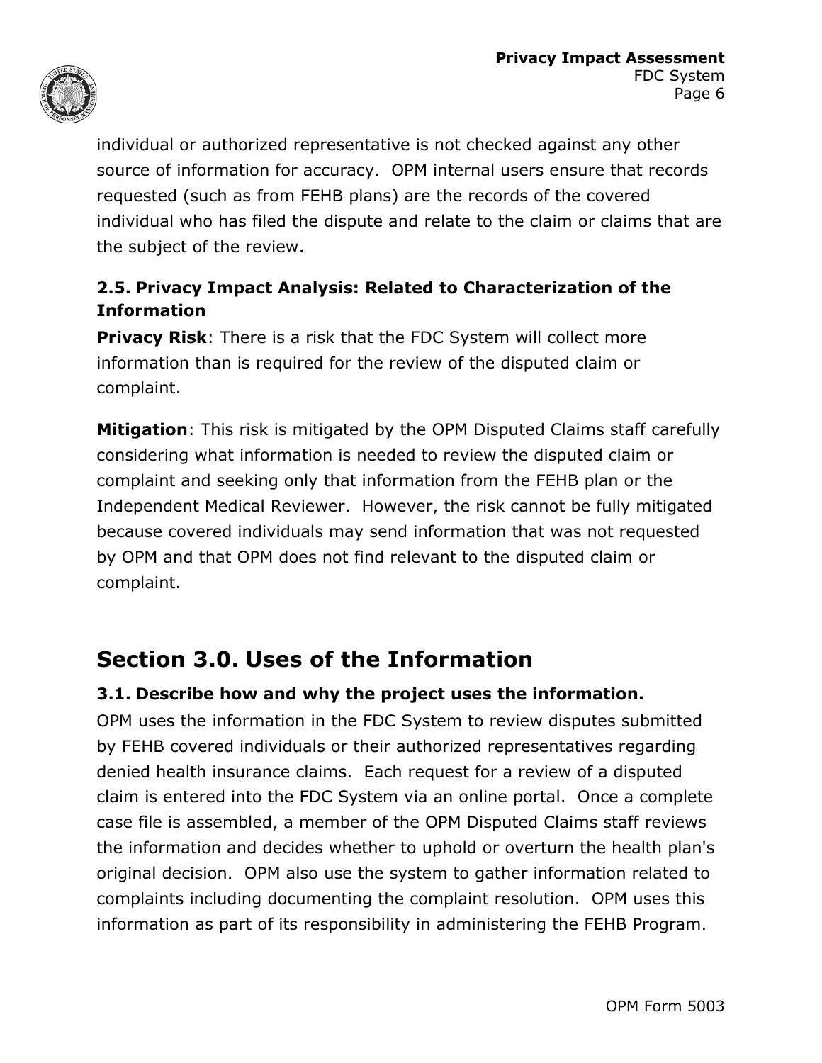individual or authorized representative is not checked against any other source of information for accuracy. OPM internal users ensure that records requested (such as from FEHB plans) are the records of the covered individual who has filed the dispute and relate to the claim or claims that are the subject of the review.

### 2.5. Privacy Impact Analysis: Related to Characterization of the Information

**Privacy Risk**: There is a risk that the FDC System will collect more information than is required for the review of the disputed claim or complaint.

**Mitigation**: This risk is mitigated by the OPM Disputed Claims staff carefully considering what information is needed to review the disputed claim or complaint and seeking only that information from the FEHB plan or the Independent Medical Reviewer. However, the risk cannot be fully mitigated because covered individuals may send information that was not requested by OPM and that OPM does not find relevant to the disputed claim or complaint.

## Section 3.0. Uses of the Information

### 3.1. Describe how and why the project uses the information.

OPM uses the information in the FDC System to review disputes submitted by FEHB covered individuals or their authorized representatives regarding denied health insurance claims. Each request for a review of a disputed claim is entered into the FDC System via an online portal. Once a complete case file is assembled, a member of the OPM Disputed Claims staff reviews the information and decides whether to uphold or overturn the health plan's original decision. OPM also use the system to gather information related to complaints including documenting the complaint resolution. OPM uses this information as part of its responsibility in administering the FEHB Program.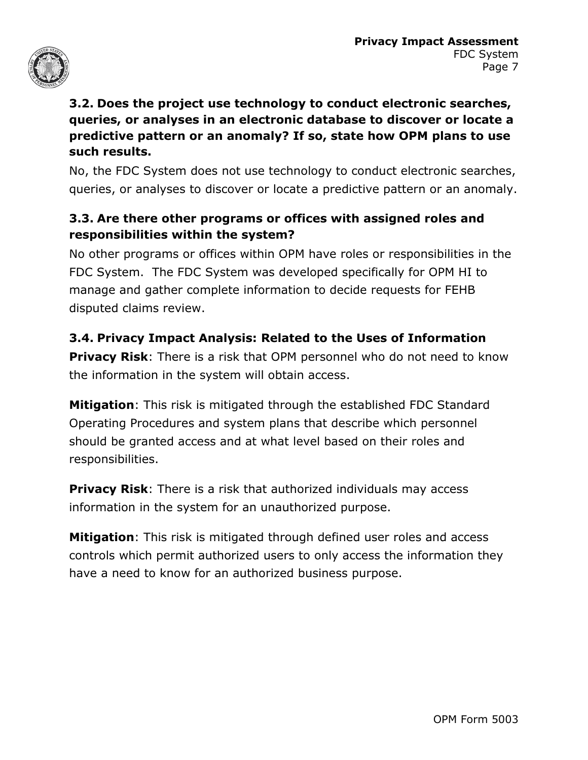### 3.2. Does the project use technology to conduct electronic searches, queries, or analyses in an electronic database to discover or locate a predictive pattern or an anomaly? If so, state how OPM plans to use such results.

No, the FDC System does not use technology to conduct electronic searches, queries, or analyses to discover or locate a predictive pattern or an anomaly.

### 3.3. Are there other programs or offices with assigned roles and responsibilities within the system?

No other programs or offices within OPM have roles or responsibilities in the FDC System. The FDC System was developed specifically for OPM HI to manage and gather complete information to decide requests for FEHB disputed claims review.

### 3.4. Privacy Impact Analysis: Related to the Uses of Information

**Privacy Risk**: There is a risk that OPM personnel who do not need to know the information in the system will obtain access.

**Mitigation**: This risk is mitigated through the established FDC Standard Operating Procedures and system plans that describe which personnel should be granted access and at what level based on their roles and responsibilities.

**Privacy Risk**: There is a risk that authorized individuals may access information in the system for an unauthorized purpose.

**Mitigation**: This risk is mitigated through defined user roles and access controls which permit authorized users to only access the information they have a need to know for an authorized business purpose.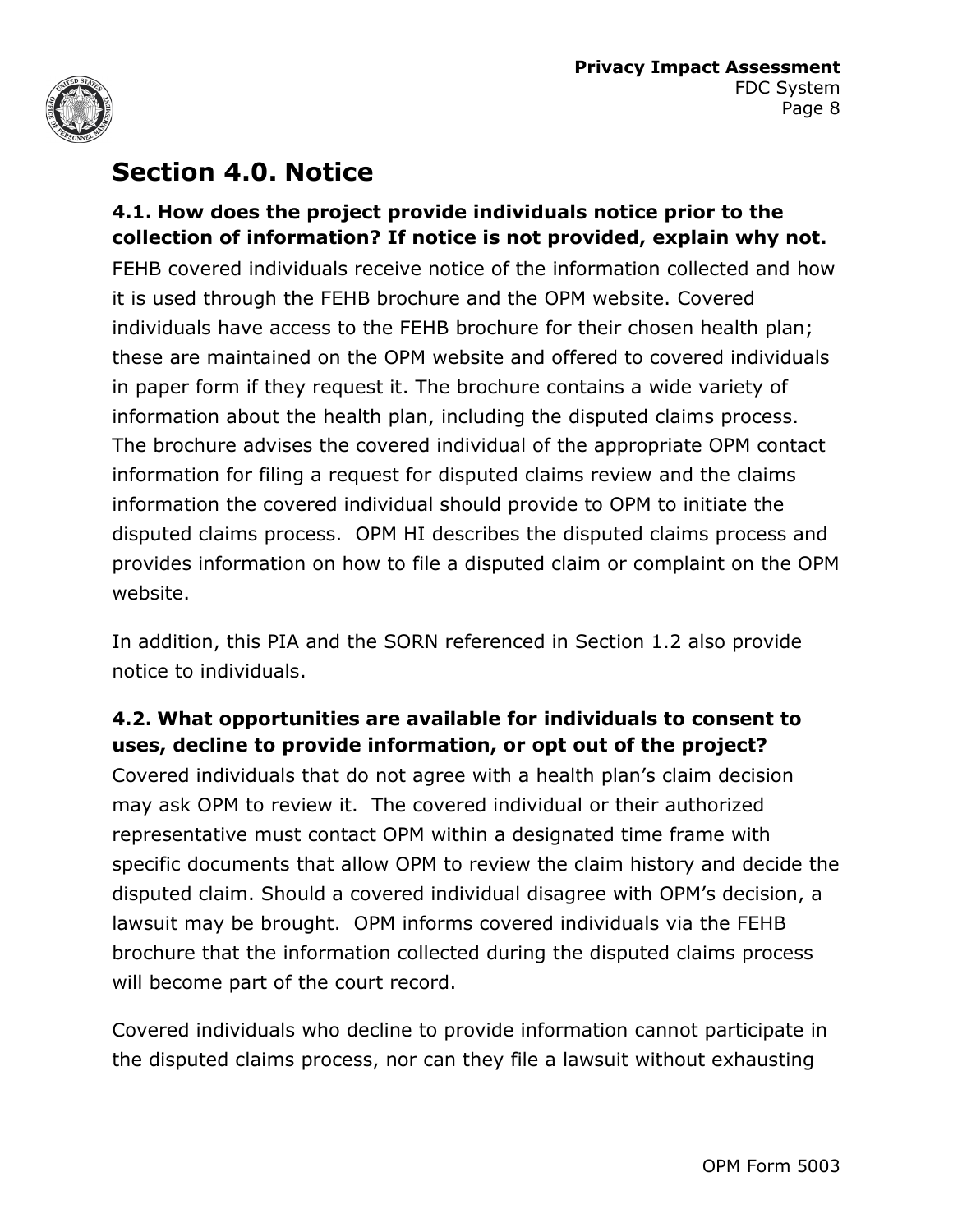## Section 4.0. Notice

### 4.1. How does the project provide individuals notice prior to the collection of information? If notice is not provided, explain why not.

FEHB covered individuals receive notice of the information collected and how it is used through the FEHB brochure and the OPM website. Covered individuals have access to the FEHB brochure for their chosen health plan; these are maintained on the OPM website and offered to covered individuals in paper form if they request it. The brochure contains a wide variety of information about the health plan, including the disputed claims process. The brochure advises the covered individual of the appropriate OPM contact information for filing a request for disputed claims review and the claims information the covered individual should provide to OPM to initiate the disputed claims process. OPM HI describes the disputed claims process and provides information on how to file a disputed claim or complaint on the OPM website.

In addition, this PIA and the SORN referenced in Section 1.2 also provide notice to individuals.

### 4.2. What opportunities are available for individuals to consent to uses, decline to provide information, or opt out of the project?

Covered individuals that do not agree with a health plan's claim decision may ask OPM to review it. The covered individual or their authorized representative must contact OPM within a designated time frame with specific documents that allow OPM to review the claim history and decide the disputed claim. Should a covered individual disagree with OPM's decision, a lawsuit may be brought. OPM informs covered individuals via the FEHB brochure that the information collected during the disputed claims process will become part of the court record.

Covered individuals who decline to provide information cannot participate in the disputed claims process, nor can they file a lawsuit without exhausting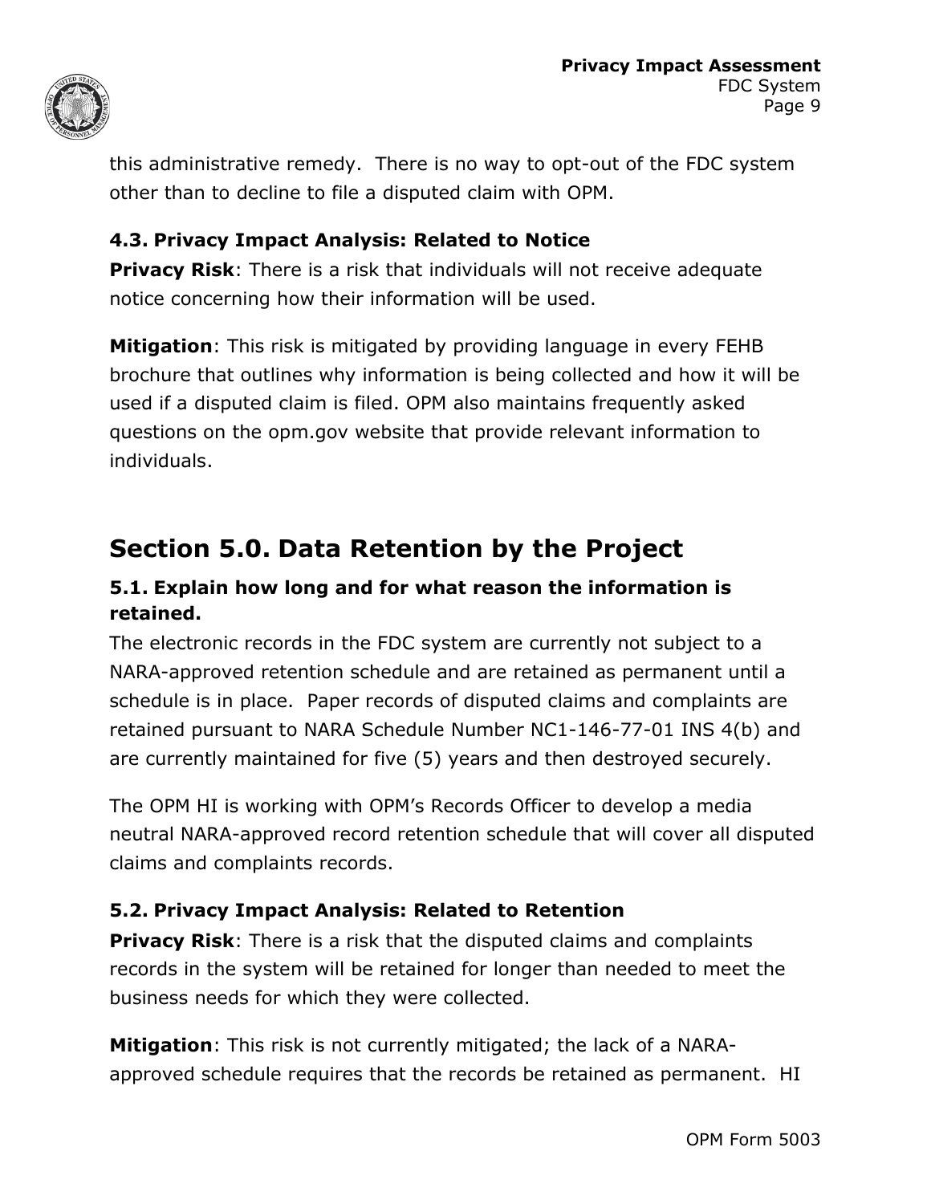this administrative remedy.  There is no way to opt-out of the FDC system other than to decline to file a disputed claim with OPM.

### 4.3. Privacy Impact Analysis: Related to Notice

**Privacy Risk**: There is a risk that individuals will not receive adequate notice concerning how their information will be used.

**Mitigation**: This risk is mitigated by providing language in every FEHB brochure that outlines why information is being collected and how it will be used if a disputed claim is filed. OPM also maintains frequently asked questions on the opm.gov website that provide relevant information to individuals.

## Section 5.0. Data Retention by the Project

### 5.1. Explain how long and for what reason the information is retained.

The electronic records in the FDC system are currently not subject to a NARA-approved retention schedule and are retained as permanent until a schedule is in place.  Paper records of disputed claims and complaints are retained pursuant to NARA Schedule Number NC1-146-77-01 INS 4(b) and are currently maintained for five (5) years and then destroyed securely.

The OPM HI is working with OPM's Records Officer to develop a media neutral NARA-approved record retention schedule that will cover all disputed claims and complaints records.

### 5.2. Privacy Impact Analysis: Related to Retention

**Privacy Risk**: There is a risk that the disputed claims and complaints records in the system will be retained for longer than needed to meet the business needs for which they were collected.

**Mitigation**: This risk is not currently mitigated; the lack of a NARA-approved schedule requires that the records be retained as permanent.  HI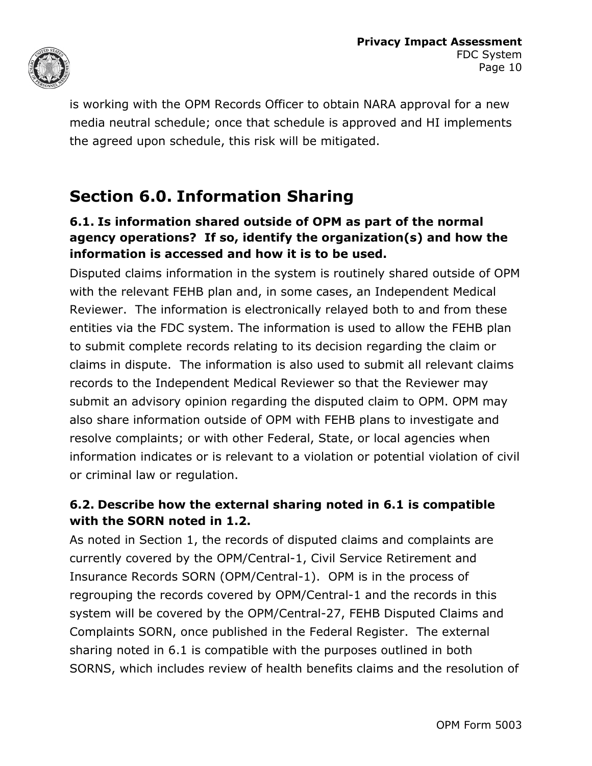is working with the OPM Records Officer to obtain NARA approval for a new media neutral schedule; once that schedule is approved and HI implements the agreed upon schedule, this risk will be mitigated.

## Section 6.0. Information Sharing

### 6.1. Is information shared outside of OPM as part of the normal agency operations? If so, identify the organization(s) and how the information is accessed and how it is to be used.

Disputed claims information in the system is routinely shared outside of OPM with the relevant FEHB plan and, in some cases, an Independent Medical Reviewer. The information is electronically relayed both to and from these entities via the FDC system. The information is used to allow the FEHB plan to submit complete records relating to its decision regarding the claim or claims in dispute. The information is also used to submit all relevant claims records to the Independent Medical Reviewer so that the Reviewer may submit an advisory opinion regarding the disputed claim to OPM. OPM may also share information outside of OPM with FEHB plans to investigate and resolve complaints; or with other Federal, State, or local agencies when information indicates or is relevant to a violation or potential violation of civil or criminal law or regulation.

### 6.2. Describe how the external sharing noted in 6.1 is compatible with the SORN noted in 1.2.

As noted in Section 1, the records of disputed claims and complaints are currently covered by the OPM/Central-1, Civil Service Retirement and Insurance Records SORN (OPM/Central-1). OPM is in the process of regrouping the records covered by OPM/Central-1 and the records in this system will be covered by the OPM/Central-27, FEHB Disputed Claims and Complaints SORN, once published in the Federal Register. The external sharing noted in 6.1 is compatible with the purposes outlined in both SORNS, which includes review of health benefits claims and the resolution of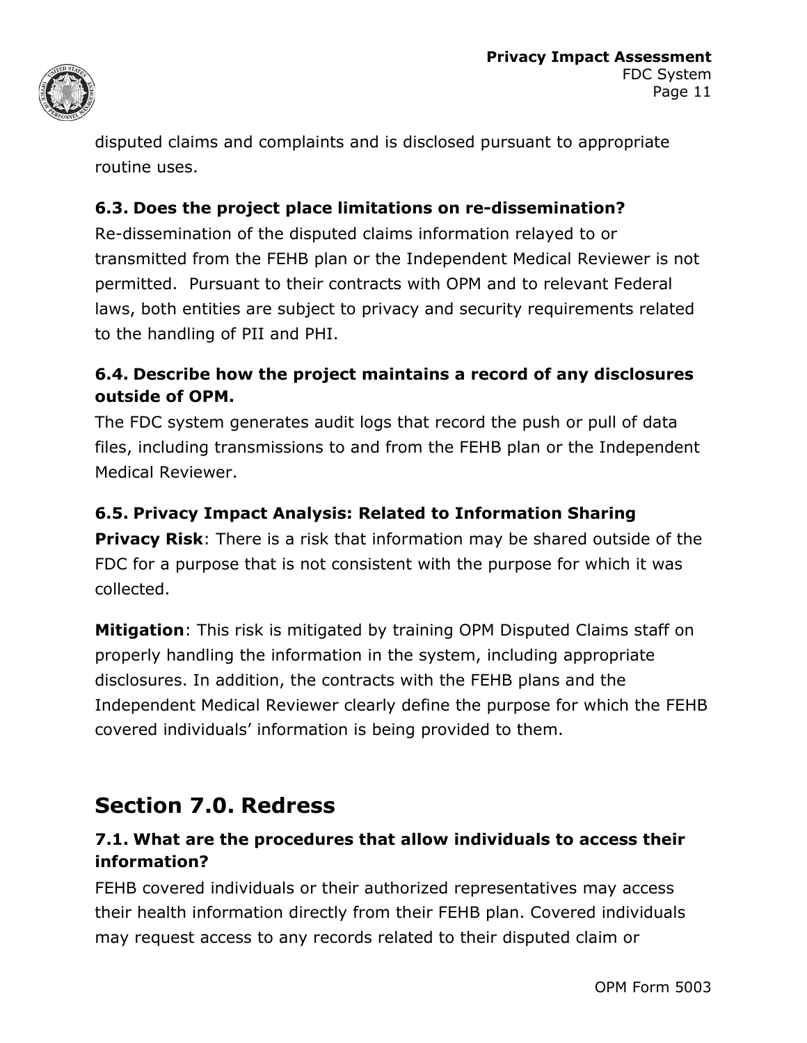disputed claims and complaints and is disclosed pursuant to appropriate routine uses.

### 6.3. Does the project place limitations on re-dissemination?

Re-dissemination of the disputed claims information relayed to or transmitted from the FEHB plan or the Independent Medical Reviewer is not permitted. Pursuant to their contracts with OPM and to relevant Federal laws, both entities are subject to privacy and security requirements related to the handling of PII and PHI.

### 6.4. Describe how the project maintains a record of any disclosures outside of OPM.

The FDC system generates audit logs that record the push or pull of data files, including transmissions to and from the FEHB plan or the Independent Medical Reviewer.

### 6.5. Privacy Impact Analysis: Related to Information Sharing

**Privacy Risk**: There is a risk that information may be shared outside of the FDC for a purpose that is not consistent with the purpose for which it was collected.

**Mitigation**: This risk is mitigated by training OPM Disputed Claims staff on properly handling the information in the system, including appropriate disclosures. In addition, the contracts with the FEHB plans and the Independent Medical Reviewer clearly define the purpose for which the FEHB covered individuals' information is being provided to them.

## Section 7.0. Redress

### 7.1. What are the procedures that allow individuals to access their information?

FEHB covered individuals or their authorized representatives may access their health information directly from their FEHB plan. Covered individuals may request access to any records related to their disputed claim or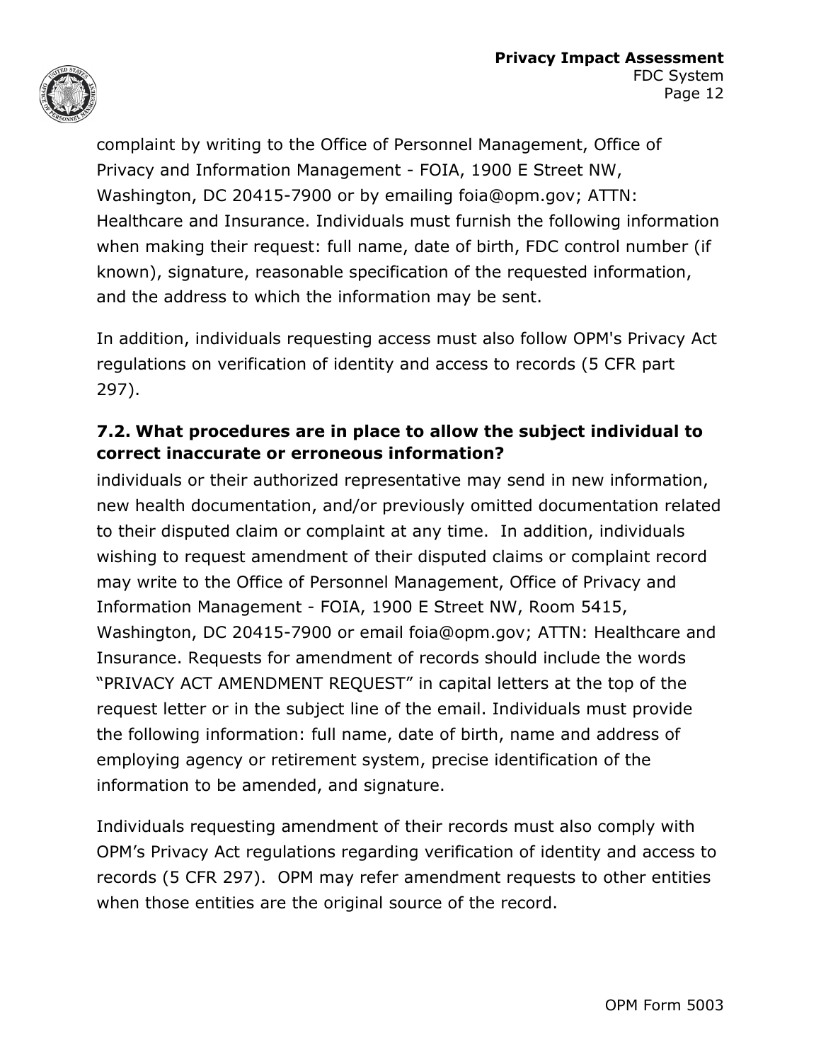complaint by writing to the Office of Personnel Management, Office of Privacy and Information Management - FOIA, 1900 E Street NW, Washington, DC 20415-7900 or by emailing foia@opm.gov; ATTN: Healthcare and Insurance. Individuals must furnish the following information when making their request: full name, date of birth, FDC control number (if known), signature, reasonable specification of the requested information, and the address to which the information may be sent.

In addition, individuals requesting access must also follow OPM's Privacy Act regulations on verification of identity and access to records (5 CFR part 297).

### 7.2. What procedures are in place to allow the subject individual to correct inaccurate or erroneous information?

individuals or their authorized representative may send in new information, new health documentation, and/or previously omitted documentation related to their disputed claim or complaint at any time. In addition, individuals wishing to request amendment of their disputed claims or complaint record may write to the Office of Personnel Management, Office of Privacy and Information Management - FOIA, 1900 E Street NW, Room 5415, Washington, DC 20415-7900 or email foia@opm.gov; ATTN: Healthcare and Insurance. Requests for amendment of records should include the words "PRIVACY ACT AMENDMENT REQUEST" in capital letters at the top of the request letter or in the subject line of the email. Individuals must provide the following information: full name, date of birth, name and address of employing agency or retirement system, precise identification of the information to be amended, and signature.

Individuals requesting amendment of their records must also comply with OPM's Privacy Act regulations regarding verification of identity and access to records (5 CFR 297). OPM may refer amendment requests to other entities when those entities are the original source of the record.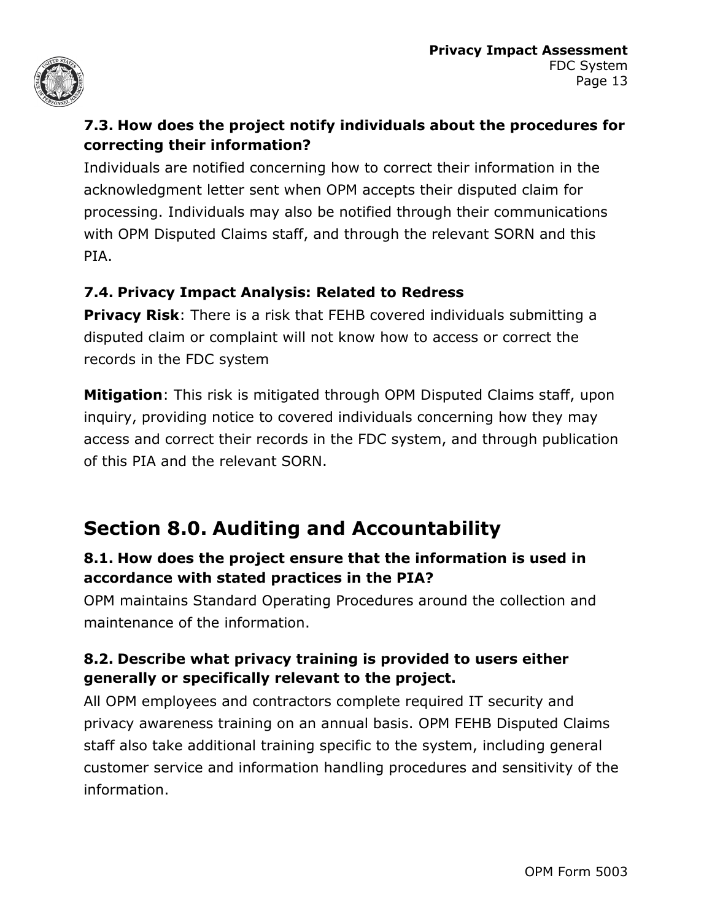### 7.3. How does the project notify individuals about the procedures for correcting their information?

Individuals are notified concerning how to correct their information in the acknowledgment letter sent when OPM accepts their disputed claim for processing. Individuals may also be notified through their communications with OPM Disputed Claims staff, and through the relevant SORN and this PIA.

### 7.4. Privacy Impact Analysis: Related to Redress

**Privacy Risk**: There is a risk that FEHB covered individuals submitting a disputed claim or complaint will not know how to access or correct the records in the FDC system

**Mitigation**: This risk is mitigated through OPM Disputed Claims staff, upon inquiry, providing notice to covered individuals concerning how they may access and correct their records in the FDC system, and through publication of this PIA and the relevant SORN.

## Section 8.0. Auditing and Accountability

### 8.1. How does the project ensure that the information is used in accordance with stated practices in the PIA?

OPM maintains Standard Operating Procedures around the collection and maintenance of the information.

### 8.2. Describe what privacy training is provided to users either generally or specifically relevant to the project.

All OPM employees and contractors complete required IT security and privacy awareness training on an annual basis. OPM FEHB Disputed Claims staff also take additional training specific to the system, including general customer service and information handling procedures and sensitivity of the information.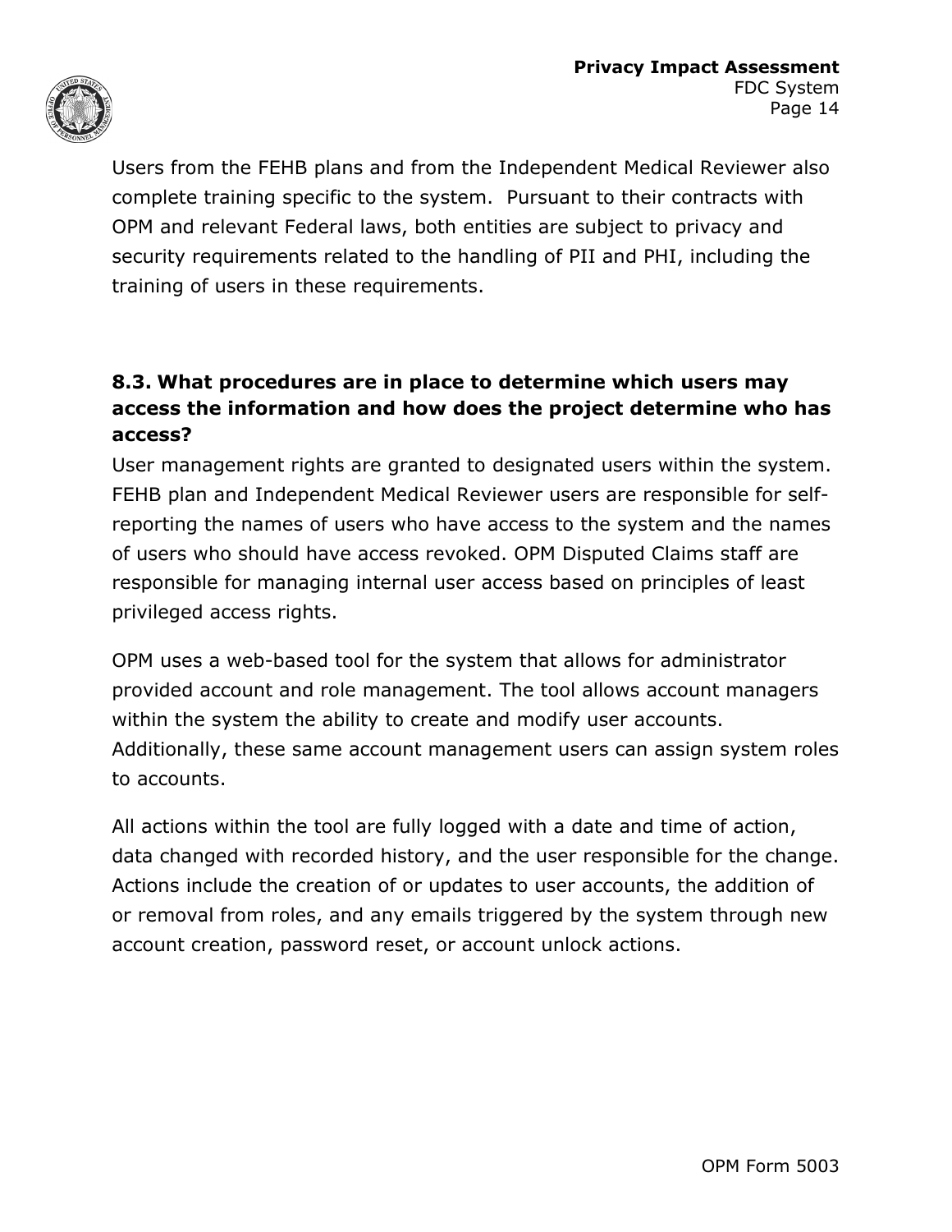Users from the FEHB plans and from the Independent Medical Reviewer also complete training specific to the system. Pursuant to their contracts with OPM and relevant Federal laws, both entities are subject to privacy and security requirements related to the handling of PII and PHI, including the training of users in these requirements.

**8.3. What procedures are in place to determine which users may access the information and how does the project determine who has access?**

User management rights are granted to designated users within the system. FEHB plan and Independent Medical Reviewer users are responsible for self-reporting the names of users who have access to the system and the names of users who should have access revoked. OPM Disputed Claims staff are responsible for managing internal user access based on principles of least privileged access rights.

OPM uses a web-based tool for the system that allows for administrator provided account and role management. The tool allows account managers within the system the ability to create and modify user accounts. Additionally, these same account management users can assign system roles to accounts.

All actions within the tool are fully logged with a date and time of action, data changed with recorded history, and the user responsible for the change. Actions include the creation of or updates to user accounts, the addition of or removal from roles, and any emails triggered by the system through new account creation, password reset, or account unlock actions.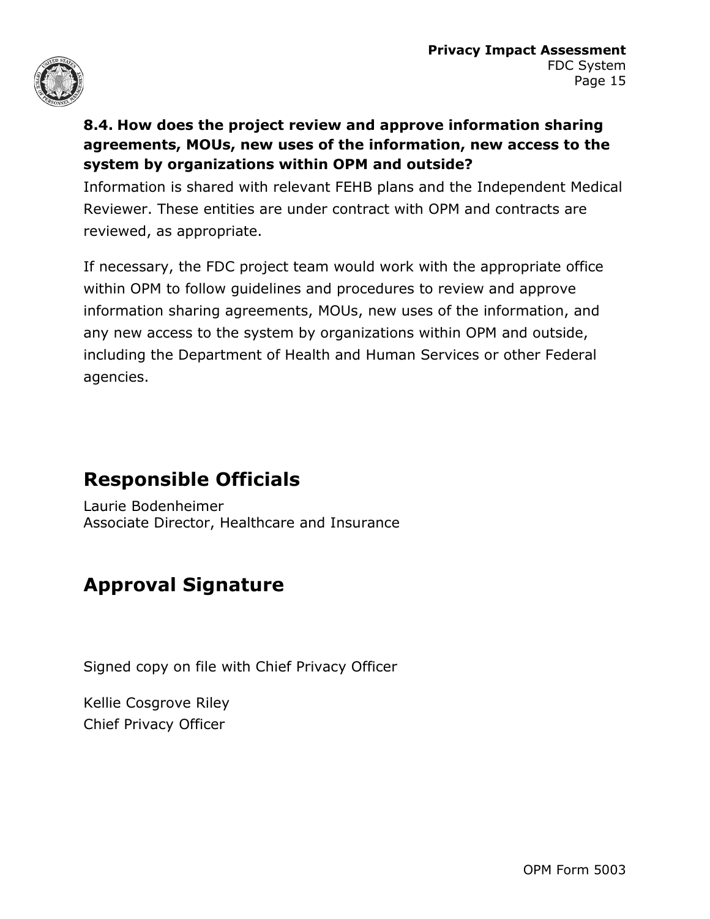### 8.4. How does the project review and approve information sharing agreements, MOUs, new uses of the information, new access to the system by organizations within OPM and outside?

Information is shared with relevant FEHB plans and the Independent Medical Reviewer. These entities are under contract with OPM and contracts are reviewed, as appropriate.

If necessary, the FDC project team would work with the appropriate office within OPM to follow guidelines and procedures to review and approve information sharing agreements, MOUs, new uses of the information, and any new access to the system by organizations within OPM and outside, including the Department of Health and Human Services or other Federal agencies.

## Responsible Officials

Laurie Bodenheimer
Associate Director, Healthcare and Insurance

## Approval Signature

Signed copy on file with Chief Privacy Officer

Kellie Cosgrove Riley
Chief Privacy Officer

OPM Form 5003